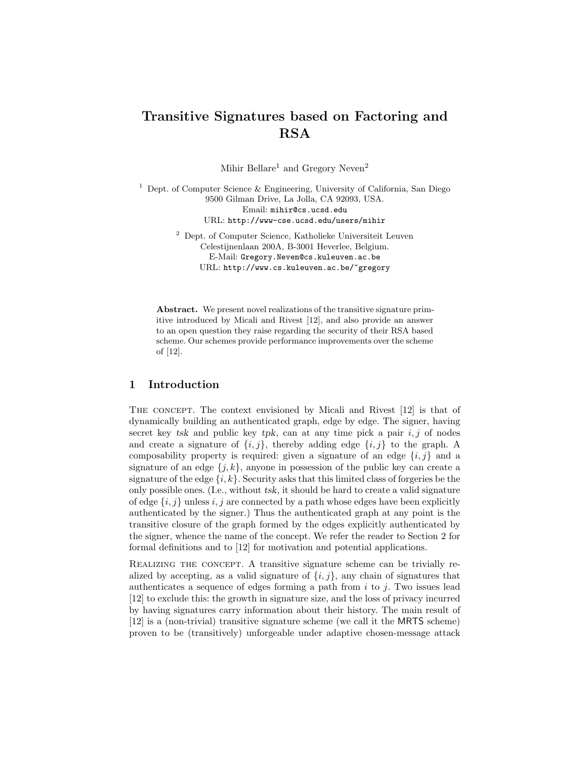# Transitive Signatures based on Factoring and RSA

Mihir Bellare[1] and Gregory Neven[2]

[1] Dept. of Computer Science & Engineering, University of California, San Diego
9500 Gilman Drive, La Jolla, CA 92093, USA.
Email: mihir@cs.ucsd.edu
URL: http://www-cse.ucsd.edu/users/mihir

[2] Dept. of Computer Science, Katholieke Universiteit Leuven
Celestijnenlaan 200A, B-3001 Heverlee, Belgium.
E-Mail: Gregory.Neven@cs.kuleuven.ac.be
URL: http://www.cs.kuleuven.ac.be/~gregory

**Abstract.** We present novel realizations of the transitive signature primitive introduced by Micali and Rivest [12], and also provide an answer to an open question they raise regarding the security of their RSA based scheme. Our schemes provide performance improvements over the scheme of [12].

## 1 Introduction

The concept. The context envisioned by Micali and Rivest [12] is that of dynamically building an authenticated graph, edge by edge. The signer, having secret key *tsk* and public key *tpk*, can at any time pick a pair $i, j$ of nodes and create a signature of $\{i, j\}$, thereby adding edge $\{i, j\}$ to the graph. A composability property is required: given a signature of an edge $\{i, j\}$ and a signature of an edge $\{j, k\}$, anyone in possession of the public key can create a signature of the edge $\{i, k\}$. Security asks that this limited class of forgeries be the only possible ones. (I.e., without *tsk*, it should be hard to create a valid signature of edge $\{i, j\}$ unless $i, j$ are connected by a path whose edges have been explicitly authenticated by the signer.) Thus the authenticated graph at any point is the transitive closure of the graph formed by the edges explicitly authenticated by the signer, whence the name of the concept. We refer the reader to Section 2 for formal definitions and to [12] for motivation and potential applications.

Realizing the concept. A transitive signature scheme can be trivially realized by accepting, as a valid signature of $\{i, j\}$, any chain of signatures that authenticates a sequence of edges forming a path from $i$ to $j$. Two issues lead [12] to exclude this: the growth in signature size, and the loss of privacy incurred by having signatures carry information about their history. The main result of [12] is a (non-trivial) transitive signature scheme (we call it the MRTS scheme) proven to be (transitively) unforgeable under adaptive chosen-message attack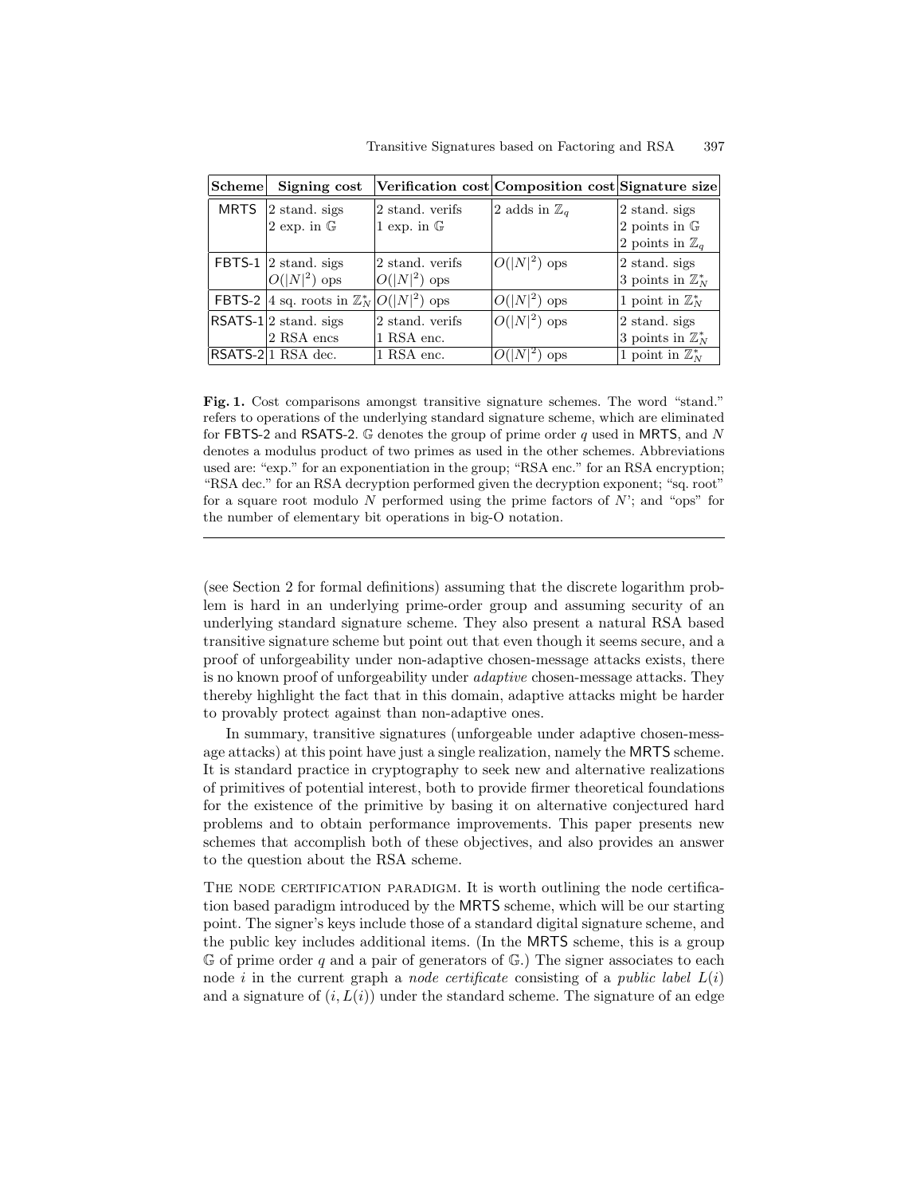| Scheme | Signing cost | Verification cost | Composition cost | Signature size |
|---|---|---|---|---|
| MRTS | 2 stand. sigs<br>2 exp. in $\mathbb{G}$ | 2 stand. verifs<br>1 exp. in $\mathbb{G}$ | 2 adds in $\mathbb{Z}_q$ | 2 stand. sigs<br>2 points in $\mathbb{G}$<br>2 points in $\mathbb{Z}_q$ |
| FBTS-1 | 2 stand. sigs<br>$O(\lvert N\rvert^2)$ ops | 2 stand. verifs<br>$O(\lvert N\rvert^2)$ ops | $O(\lvert N\rvert^2)$ ops | 2 stand. sigs<br>3 points in $\mathbb{Z}_N^*$ |
| FBTS-2 | 4 sq. roots in $\mathbb{Z}_N^*$ | $O(\lvert N\rvert^2)$ ops | $O(\lvert N\rvert^2)$ ops | 1 point in $\mathbb{Z}_N^*$ |
| RSATS-1 | 2 stand. sigs<br>2 RSA encs | 2 stand. verifs<br>1 RSA enc. | $O(\lvert N\rvert^2)$ ops | 2 stand. sigs<br>3 points in $\mathbb{Z}_N^*$ |
| RSATS-2 | 1 RSA dec. | 1 RSA enc. | $O(\lvert N\rvert^2)$ ops | 1 point in $\mathbb{Z}_N^*$ |

**Fig. 1.** Cost comparisons amongst transitive signature schemes. The word "stand." refers to operations of the underlying standard signature scheme, which are eliminated for FBTS-2 and RSATS-2. $\mathbb{G}$ denotes the group of prime order $q$ used in MRTS, and $N$ denotes a modulus product of two primes as used in the other schemes. Abbreviations used are: "exp." for an exponentiation in the group; "RSA enc." for an RSA encryption; "RSA dec." for an RSA decryption performed given the decryption exponent; "sq. root" for a square root modulo $N$ performed using the prime factors of $N$'; and "ops" for the number of elementary bit operations in big-O notation.

(see Section 2 for formal definitions) assuming that the discrete logarithm problem is hard in an underlying prime-order group and assuming security of an underlying standard signature scheme. They also present a natural RSA based transitive signature scheme but point out that even though it seems secure, and a proof of unforgeability under non-adaptive chosen-message attacks exists, there is no known proof of unforgeability under *adaptive* chosen-message attacks. They thereby highlight the fact that in this domain, adaptive attacks might be harder to provably protect against than non-adaptive ones.

In summary, transitive signatures (unforgeable under adaptive chosen-message attacks) at this point have just a single realization, namely the MRTS scheme. It is standard practice in cryptography to seek new and alternative realizations of primitives of potential interest, both to provide firmer theoretical foundations for the existence of the primitive by basing it on alternative conjectured hard problems and to obtain performance improvements. This paper presents new schemes that accomplish both of these objectives, and also provides an answer to the question about the RSA scheme.

THE NODE CERTIFICATION PARADIGM. It is worth outlining the node certification based paradigm introduced by the MRTS scheme, which will be our starting point. The signer's keys include those of a standard digital signature scheme, and the public key includes additional items. (In the MRTS scheme, this is a group $\mathbb{G}$ of prime order $q$ and a pair of generators of $\mathbb{G}$.) The signer associates to each node $i$ in the current graph a *node certificate* consisting of a *public label* $L(i)$ and a signature of $(i, L(i))$ under the standard scheme. The signature of an edge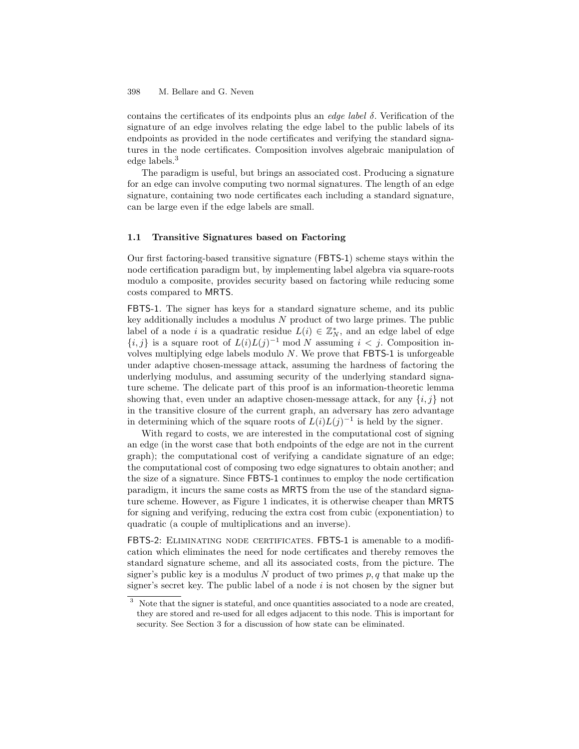contains the certificates of its endpoints plus an *edge label* $\delta$. Verification of the signature of an edge involves relating the edge label to the public labels of its endpoints as provided in the node certificates and verifying the standard signatures in the node certificates. Composition involves algebraic manipulation of edge labels.[3]

The paradigm is useful, but brings an associated cost. Producing a signature for an edge can involve computing two normal signatures. The length of an edge signature, containing two node certificates each including a standard signature, can be large even if the edge labels are small.

### 1.1 Transitive Signatures based on Factoring

Our first factoring-based transitive signature (FBTS-1) scheme stays within the node certification paradigm but, by implementing label algebra via square-roots modulo a composite, provides security based on factoring while reducing some costs compared to MRTS.

FBTS-1. The signer has keys for a standard signature scheme, and its public key additionally includes a modulus $N$ product of two large primes. The public label of a node $i$ is a quadratic residue $L(i) \in \mathbb{Z}_N^*$, and an edge label of edge $\{i, j\}$ is a square root of $L(i)L(j)^{-1} \bmod N$ assuming $i < j$. Composition involves multiplying edge labels modulo $N$. We prove that FBTS-1 is unforgeable under adaptive chosen-message attack, assuming the hardness of factoring the underlying modulus, and assuming security of the underlying standard signature scheme. The delicate part of this proof is an information-theoretic lemma showing that, even under an adaptive chosen-message attack, for any $\{i, j\}$ not in the transitive closure of the current graph, an adversary has zero advantage in determining which of the square roots of $L(i)L(j)^{-1}$ is held by the signer.

With regard to costs, we are interested in the computational cost of signing an edge (in the worst case that both endpoints of the edge are not in the current graph); the computational cost of verifying a candidate signature of an edge; the computational cost of composing two edge signatures to obtain another; and the size of a signature. Since FBTS-1 continues to employ the node certification paradigm, it incurs the same costs as MRTS from the use of the standard signature scheme. However, as Figure 1 indicates, it is otherwise cheaper than MRTS for signing and verifying, reducing the extra cost from cubic (exponentiation) to quadratic (a couple of multiplications and an inverse).

FBTS-2: Eliminating node certificates. FBTS-1 is amenable to a modification which eliminates the need for node certificates and thereby removes the standard signature scheme, and all its associated costs, from the picture. The signer's public key is a modulus $N$ product of two primes $p, q$ that make up the signer's secret key. The public label of a node $i$ is not chosen by the signer but

[3] Note that the signer is stateful, and once quantities associated to a node are created, they are stored and re-used for all edges adjacent to this node. This is important for security. See Section 3 for a discussion of how state can be eliminated.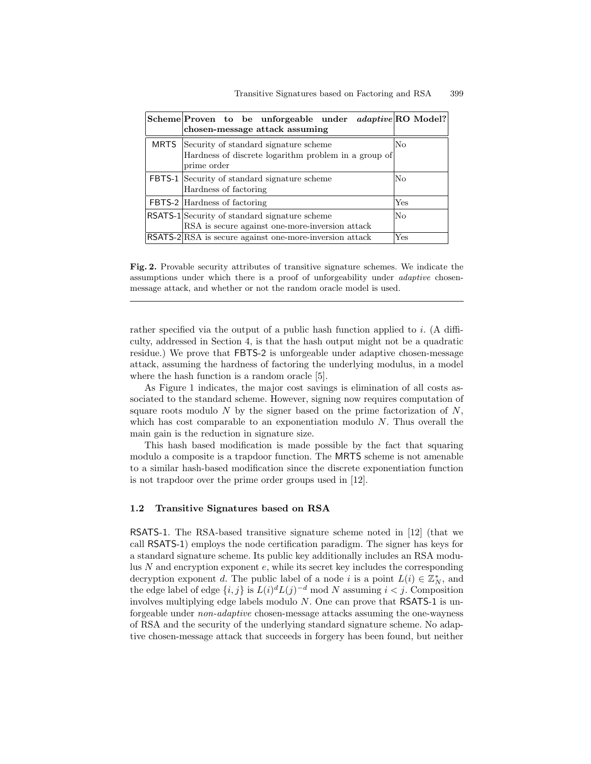| Scheme | Proven to be unforgeable under *adaptive* chosen-message attack assuming | RO Model? |
|---|---|---|
| MRTS | Security of standard signature scheme<br>Hardness of discrete logarithm problem in a group of prime order | No |
| FBTS-1 | Security of standard signature scheme<br>Hardness of factoring | No |
| FBTS-2 | Hardness of factoring | Yes |
| RSATS-1 | Security of standard signature scheme<br>RSA is secure against one-more-inversion attack | No |
| RSATS-2 | RSA is secure against one-more-inversion attack | Yes |

**Fig. 2.** Provable security attributes of transitive signature schemes. We indicate the assumptions under which there is a proof of unforgeability under *adaptive* chosen-message attack, and whether or not the random oracle model is used.

rather specified via the output of a public hash function applied to $i$. (A difficulty, addressed in Section 4, is that the hash output might not be a quadratic residue.) We prove that FBTS-2 is unforgeable under adaptive chosen-message attack, assuming the hardness of factoring the underlying modulus, in a model where the hash function is a random oracle [5].

As Figure 1 indicates, the major cost savings is elimination of all costs associated to the standard scheme. However, signing now requires computation of square roots modulo $N$ by the signer based on the prime factorization of $N$, which has cost comparable to an exponentiation modulo $N$. Thus overall the main gain is the reduction in signature size.

This hash based modification is made possible by the fact that squaring modulo a composite is a trapdoor function. The MRTS scheme is not amenable to a similar hash-based modification since the discrete exponentiation function is not trapdoor over the prime order groups used in [12].

### 1.2 Transitive Signatures based on RSA

RSATS-1. The RSA-based transitive signature scheme noted in [12] (that we call RSATS-1) employs the node certification paradigm. The signer has keys for a standard signature scheme. Its public key additionally includes an RSA modulus $N$ and encryption exponent $e$, while its secret key includes the corresponding decryption exponent $d$. The public label of a node $i$ is a point $L(i) \in \mathbb{Z}_N^*$, and the edge label of edge $\{i, j\}$ is $L(i)^d L(j)^{-d} \bmod N$ assuming $i < j$. Composition involves multiplying edge labels modulo $N$. One can prove that RSATS-1 is unforgeable under *non-adaptive* chosen-message attacks assuming the one-wayness of RSA and the security of the underlying standard signature scheme. No adaptive chosen-message attack that succeeds in forgery has been found, but neither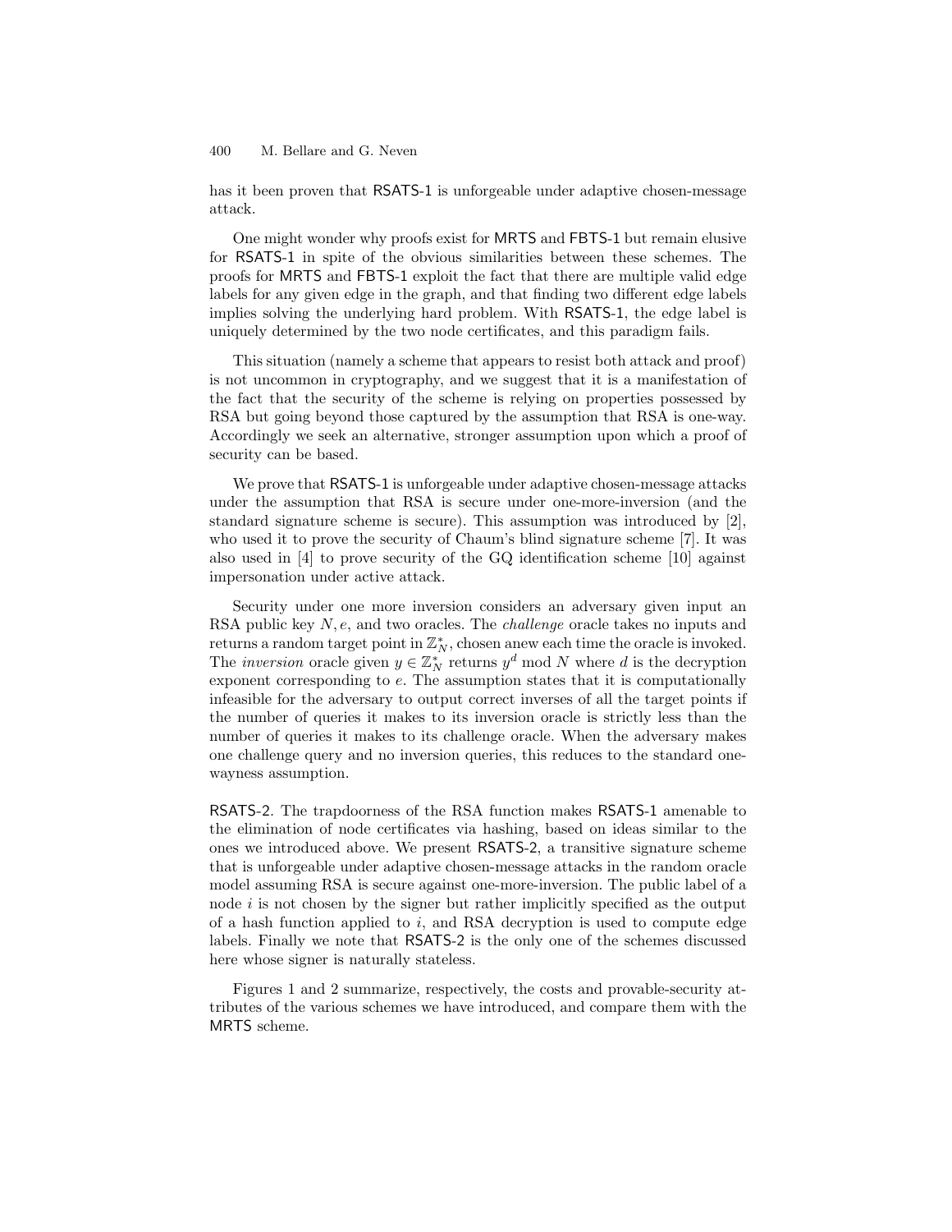has it been proven that RSATS-1 is unforgeable under adaptive chosen-message attack.

One might wonder why proofs exist for MRTS and FBTS-1 but remain elusive for RSATS-1 in spite of the obvious similarities between these schemes. The proofs for MRTS and FBTS-1 exploit the fact that there are multiple valid edge labels for any given edge in the graph, and that finding two different edge labels implies solving the underlying hard problem. With RSATS-1, the edge label is uniquely determined by the two node certificates, and this paradigm fails.

This situation (namely a scheme that appears to resist both attack and proof) is not uncommon in cryptography, and we suggest that it is a manifestation of the fact that the security of the scheme is relying on properties possessed by RSA but going beyond those captured by the assumption that RSA is one-way. Accordingly we seek an alternative, stronger assumption upon which a proof of security can be based.

We prove that RSATS-1 is unforgeable under adaptive chosen-message attacks under the assumption that RSA is secure under one-more-inversion (and the standard signature scheme is secure). This assumption was introduced by [2], who used it to prove the security of Chaum's blind signature scheme [7]. It was also used in [4] to prove security of the GQ identification scheme [10] against impersonation under active attack.

Security under one more inversion considers an adversary given input an RSA public key $N, e$, and two oracles. The *challenge* oracle takes no inputs and returns a random target point in $\mathbb{Z}_N^*$, chosen anew each time the oracle is invoked. The *inversion* oracle given $y \in \mathbb{Z}_N^*$ returns $y^d \bmod N$ where $d$ is the decryption exponent corresponding to $e$. The assumption states that it is computationally infeasible for the adversary to output correct inverses of all the target points if the number of queries it makes to its inversion oracle is strictly less than the number of queries it makes to its challenge oracle. When the adversary makes one challenge query and no inversion queries, this reduces to the standard one-wayness assumption.

RSATS-2. The trapdoorness of the RSA function makes RSATS-1 amenable to the elimination of node certificates via hashing, based on ideas similar to the ones we introduced above. We present RSATS-2, a transitive signature scheme that is unforgeable under adaptive chosen-message attacks in the random oracle model assuming RSA is secure against one-more-inversion. The public label of a node $i$ is not chosen by the signer but rather implicitly specified as the output of a hash function applied to $i$, and RSA decryption is used to compute edge labels. Finally we note that RSATS-2 is the only one of the schemes discussed here whose signer is naturally stateless.

Figures 1 and 2 summarize, respectively, the costs and provable-security attributes of the various schemes we have introduced, and compare them with the MRTS scheme.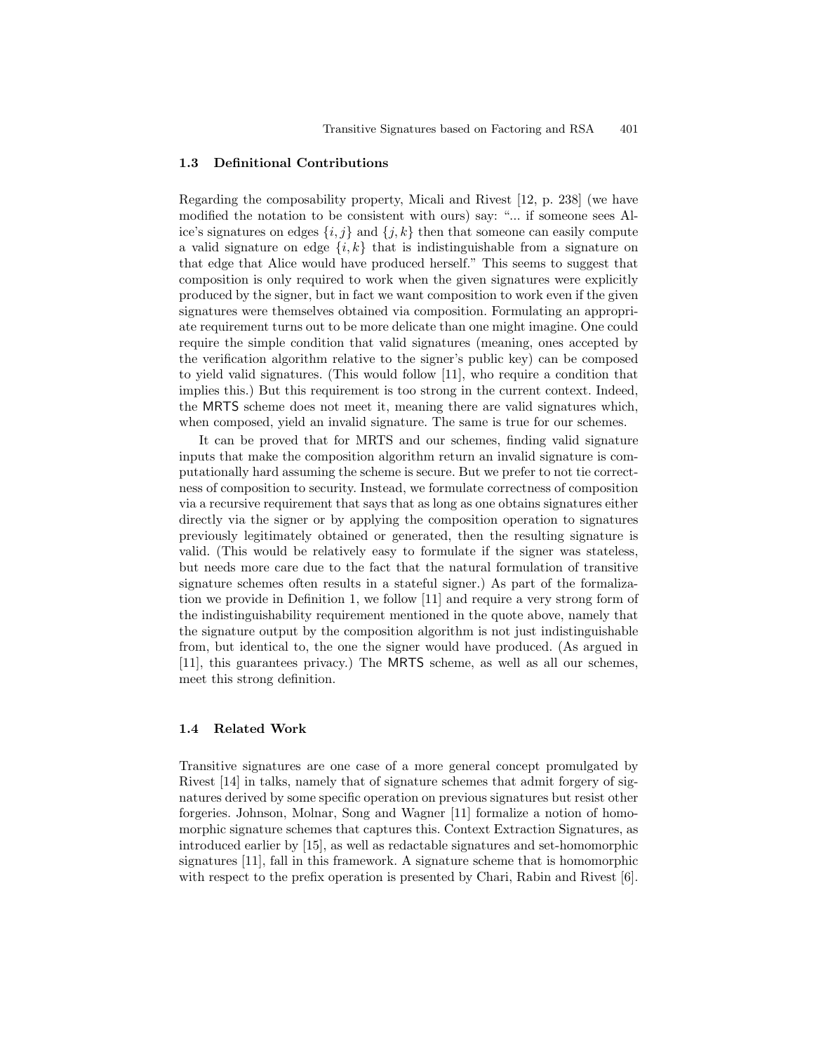### 1.3 Definitional Contributions

Regarding the composability property, Micali and Rivest [12, p. 238] (we have modified the notation to be consistent with ours) say: "... if someone sees Alice's signatures on edges $\{i, j\}$ and $\{j, k\}$ then that someone can easily compute a valid signature on edge $\{i, k\}$ that is indistinguishable from a signature on that edge that Alice would have produced herself." This seems to suggest that composition is only required to work when the given signatures were explicitly produced by the signer, but in fact we want composition to work even if the given signatures were themselves obtained via composition. Formulating an appropriate requirement turns out to be more delicate than one might imagine. One could require the simple condition that valid signatures (meaning, ones accepted by the verification algorithm relative to the signer's public key) can be composed to yield valid signatures. (This would follow [11], who require a condition that implies this.) But this requirement is too strong in the current context. Indeed, the MRTS scheme does not meet it, meaning there are valid signatures which, when composed, yield an invalid signature. The same is true for our schemes.

It can be proved that for MRTS and our schemes, finding valid signature inputs that make the composition algorithm return an invalid signature is computationally hard assuming the scheme is secure. But we prefer to not tie correctness of composition to security. Instead, we formulate correctness of composition via a recursive requirement that says that as long as one obtains signatures either directly via the signer or by applying the composition operation to signatures previously legitimately obtained or generated, then the resulting signature is valid. (This would be relatively easy to formulate if the signer was stateless, but needs more care due to the fact that the natural formulation of transitive signature schemes often results in a stateful signer.) As part of the formalization we provide in Definition 1, we follow [11] and require a very strong form of the indistinguishability requirement mentioned in the quote above, namely that the signature output by the composition algorithm is not just indistinguishable from, but identical to, the one the signer would have produced. (As argued in [11], this guarantees privacy.) The MRTS scheme, as well as all our schemes, meet this strong definition.

### 1.4 Related Work

Transitive signatures are one case of a more general concept promulgated by Rivest [14] in talks, namely that of signature schemes that admit forgery of signatures derived by some specific operation on previous signatures but resist other forgeries. Johnson, Molnar, Song and Wagner [11] formalize a notion of homomorphic signature schemes that captures this. Context Extraction Signatures, as introduced earlier by [15], as well as redactable signatures and set-homomorphic signatures [11], fall in this framework. A signature scheme that is homomorphic with respect to the prefix operation is presented by Chari, Rabin and Rivest [6].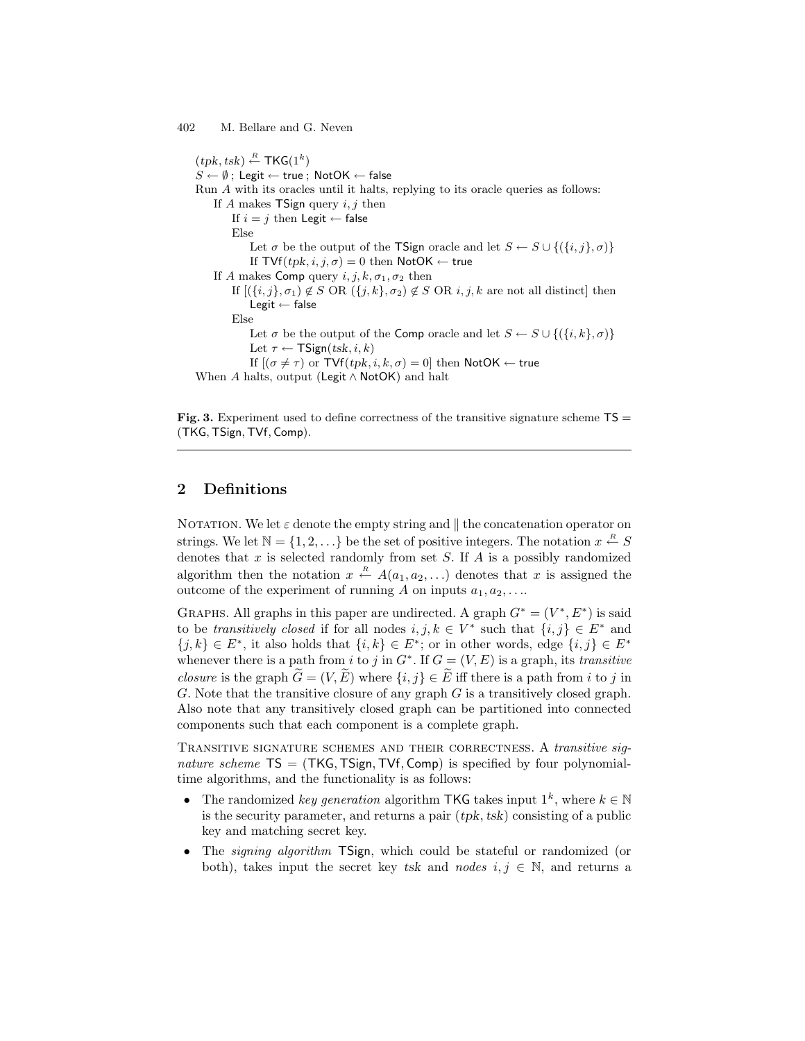$(tpk, tsk) \xleftarrow{R} \mathsf{TKG}(1^k)$
$S \leftarrow \emptyset$ ; $\mathsf{Legit} \leftarrow \mathsf{true}$ ; $\mathsf{NotOK} \leftarrow \mathsf{false}$
Run $A$ with its oracles until it halts, replying to its oracle queries as follows:
  If $A$ makes $\mathsf{TSign}$ query $i, j$ then
    If $i = j$ then $\mathsf{Legit} \leftarrow \mathsf{false}$
    Else
      Let $\sigma$ be the output of the $\mathsf{TSign}$ oracle and let $S \leftarrow S \cup \{(\{i,j\}, \sigma)\}$
      If $\mathsf{TVf}(tpk, i, j, \sigma) = 0$ then $\mathsf{NotOK} \leftarrow \mathsf{true}$
  If $A$ makes $\mathsf{Comp}$ query $i, j, k, \sigma_1, \sigma_2$ then
    If $[(\{i,j\}, \sigma_1) \notin S$ OR $(\{j,k\}, \sigma_2) \notin S$ OR $i, j, k$ are not all distinct$]$ then
      $\mathsf{Legit} \leftarrow \mathsf{false}$
    Else
      Let $\sigma$ be the output of the $\mathsf{Comp}$ oracle and let $S \leftarrow S \cup \{(\{i,k\}, \sigma)\}$
      Let $\tau \leftarrow \mathsf{TSign}(tsk, i, k)$
      If $[(\sigma \neq \tau)$ or $\mathsf{TVf}(tpk, i, k, \sigma) = 0]$ then $\mathsf{NotOK} \leftarrow \mathsf{true}$
When $A$ halts, output $(\mathsf{Legit} \wedge \mathsf{NotOK})$ and halt

**Fig. 3.** Experiment used to define correctness of the transitive signature scheme $\mathsf{TS} = (\mathsf{TKG}, \mathsf{TSign}, \mathsf{TVf}, \mathsf{Comp})$.

## 2 Definitions

Notation. We let $\varepsilon$ denote the empty string and $\|$ the concatenation operator on strings. We let $\mathbb{N} = \{1, 2, \ldots\}$ be the set of positive integers. The notation $x \xleftarrow{R} S$ denotes that $x$ is selected randomly from set $S$. If $A$ is a possibly randomized algorithm then the notation $x \xleftarrow{R} A(a_1, a_2, \ldots)$ denotes that $x$ is assigned the outcome of the experiment of running $A$ on inputs $a_1, a_2, \ldots$.

Graphs. All graphs in this paper are undirected. A graph $G^* = (V^*, E^*)$ is said to be *transitively closed* if for all nodes $i, j, k \in V^*$ such that $\{i, j\} \in E^*$ and $\{j, k\} \in E^*$, it also holds that $\{i, k\} \in E^*$; or in other words, edge $\{i, j\} \in E^*$ whenever there is a path from $i$ to $j$ in $G^*$. If $G = (V, E)$ is a graph, its *transitive closure* is the graph $\widetilde{G} = (V, \widetilde{E})$ where $\{i, j\} \in \widetilde{E}$ iff there is a path from $i$ to $j$ in $G$. Note that the transitive closure of any graph $G$ is a transitively closed graph. Also note that any transitively closed graph can be partitioned into connected components such that each component is a complete graph.

Transitive signature schemes and their correctness. A *transitive signature scheme* $\mathsf{TS} = (\mathsf{TKG}, \mathsf{TSign}, \mathsf{TVf}, \mathsf{Comp})$ is specified by four polynomial-time algorithms, and the functionality is as follows:

- The randomized *key generation* algorithm $\mathsf{TKG}$ takes input $1^k$, where $k \in \mathbb{N}$ is the security parameter, and returns a pair $(tpk, tsk)$ consisting of a public key and matching secret key.
- The *signing algorithm* $\mathsf{TSign}$, which could be stateful or randomized (or both), takes input the secret key $tsk$ and *nodes* $i, j \in \mathbb{N}$, and returns a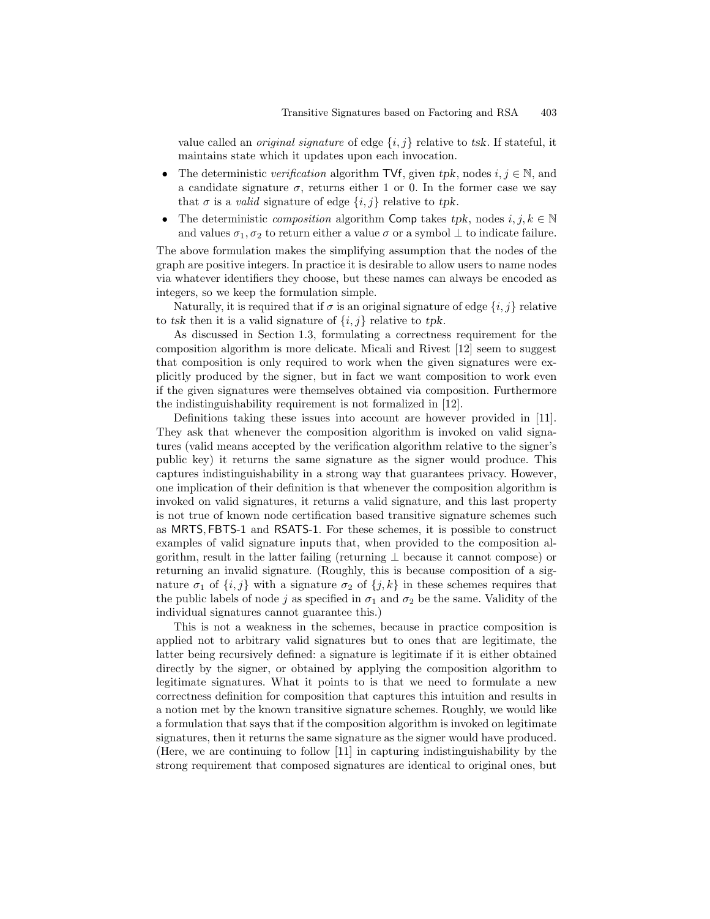value called an *original signature* of edge $\{i, j\}$ relative to $tsk$. If stateful, it maintains state which it updates upon each invocation.

- The deterministic *verification* algorithm TVf, given $tpk$, nodes $i, j \in \mathbb{N}$, and a candidate signature $\sigma$, returns either 1 or 0. In the former case we say that $\sigma$ is a *valid* signature of edge $\{i, j\}$ relative to $tpk$.
- The deterministic *composition* algorithm Comp takes $tpk$, nodes $i, j, k \in \mathbb{N}$ and values $\sigma_1, \sigma_2$ to return either a value $\sigma$ or a symbol $\perp$ to indicate failure.

The above formulation makes the simplifying assumption that the nodes of the graph are positive integers. In practice it is desirable to allow users to name nodes via whatever identifiers they choose, but these names can always be encoded as integers, so we keep the formulation simple.

Naturally, it is required that if $\sigma$ is an original signature of edge $\{i, j\}$ relative to $tsk$ then it is a valid signature of $\{i, j\}$ relative to $tpk$.

As discussed in Section 1.3, formulating a correctness requirement for the composition algorithm is more delicate. Micali and Rivest [12] seem to suggest that composition is only required to work when the given signatures were explicitly produced by the signer, but in fact we want composition to work even if the given signatures were themselves obtained via composition. Furthermore the indistinguishability requirement is not formalized in [12].

Definitions taking these issues into account are however provided in [11]. They ask that whenever the composition algorithm is invoked on valid signatures (valid means accepted by the verification algorithm relative to the signer's public key) it returns the same signature as the signer would produce. This captures indistinguishability in a strong way that guarantees privacy. However, one implication of their definition is that whenever the composition algorithm is invoked on valid signatures, it returns a valid signature, and this last property is not true of known node certification based transitive signature schemes such as MRTS, FBTS-1 and RSATS-1. For these schemes, it is possible to construct examples of valid signature inputs that, when provided to the composition algorithm, result in the latter failing (returning $\perp$ because it cannot compose) or returning an invalid signature. (Roughly, this is because composition of a signature $\sigma_1$ of $\{i, j\}$ with a signature $\sigma_2$ of $\{j, k\}$ in these schemes requires that the public labels of node $j$ as specified in $\sigma_1$ and $\sigma_2$ be the same. Validity of the individual signatures cannot guarantee this.)

This is not a weakness in the schemes, because in practice composition is applied not to arbitrary valid signatures but to ones that are legitimate, the latter being recursively defined: a signature is legitimate if it is either obtained directly by the signer, or obtained by applying the composition algorithm to legitimate signatures. What it points to is that we need to formulate a new correctness definition for composition that captures this intuition and results in a notion met by the known transitive signature schemes. Roughly, we would like a formulation that says that if the composition algorithm is invoked on legitimate signatures, then it returns the same signature as the signer would have produced. (Here, we are continuing to follow [11] in capturing indistinguishability by the strong requirement that composed signatures are identical to original ones, but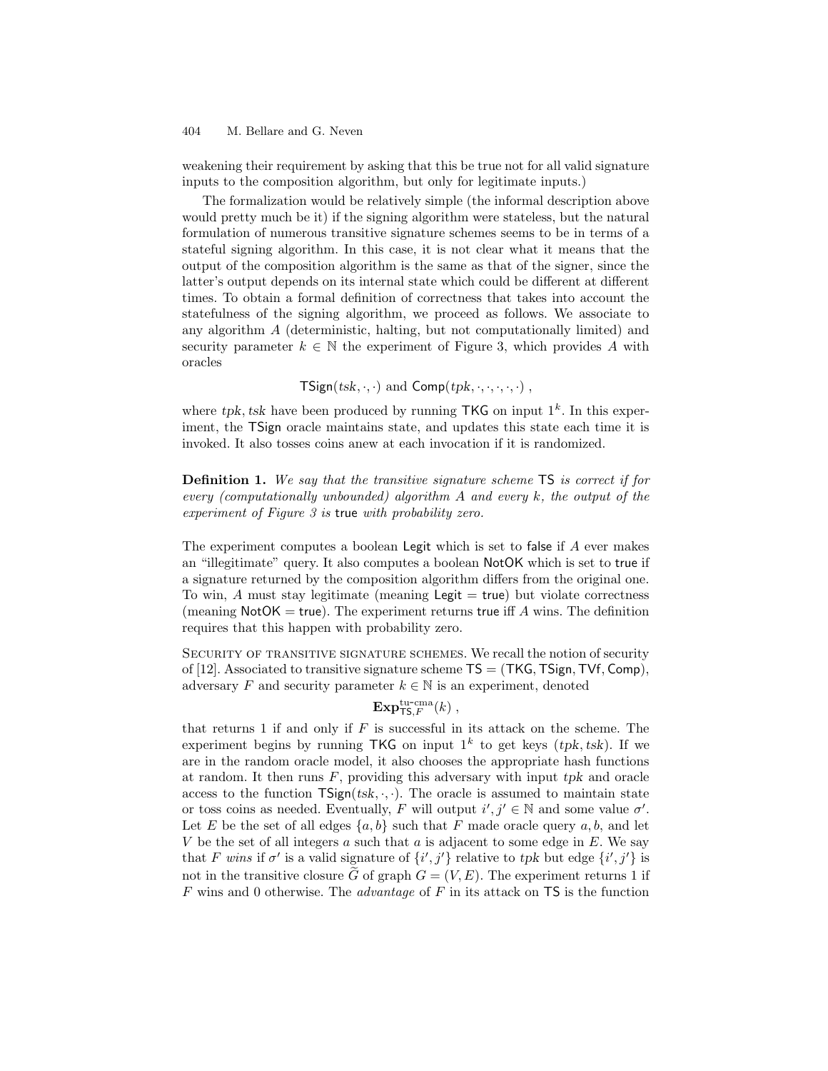weakening their requirement by asking that this be true not for all valid signature inputs to the composition algorithm, but only for legitimate inputs.)

The formalization would be relatively simple (the informal description above would pretty much be it) if the signing algorithm were stateless, but the natural formulation of numerous transitive signature schemes seems to be in terms of a stateful signing algorithm. In this case, it is not clear what it means that the output of the composition algorithm is the same as that of the signer, since the latter's output depends on its internal state which could be different at different times. To obtain a formal definition of correctness that takes into account the statefulness of the signing algorithm, we proceed as follows. We associate to any algorithm $A$ (deterministic, halting, but not computationally limited) and security parameter $k \in \mathbb{N}$ the experiment of Figure 3, which provides $A$ with oracles

$$\mathsf{TSign}(tsk, \cdot, \cdot) \text{ and } \mathsf{Comp}(tpk, \cdot, \cdot, \cdot, \cdot, \cdot) ,$$

where $tpk, tsk$ have been produced by running $\mathsf{TKG}$ on input $1^k$. In this experiment, the $\mathsf{TSign}$ oracle maintains state, and updates this state each time it is invoked. It also tosses coins anew at each invocation if it is randomized.

**Definition 1.** *We say that the transitive signature scheme* $\mathsf{TS}$ *is correct if for every (computationally unbounded) algorithm* $A$ *and every* $k$*, the output of the experiment of Figure 3 is* $\mathsf{true}$ *with probability zero.*

The experiment computes a boolean $\mathsf{Legit}$ which is set to $\mathsf{false}$ if $A$ ever makes an "illegitimate" query. It also computes a boolean $\mathsf{NotOK}$ which is set to $\mathsf{true}$ if a signature returned by the composition algorithm differs from the original one. To win, $A$ must stay legitimate (meaning $\mathsf{Legit} = \mathsf{true}$) but violate correctness (meaning $\mathsf{NotOK} = \mathsf{true}$). The experiment returns $\mathsf{true}$ iff $A$ wins. The definition requires that this happen with probability zero.

Security of transitive signature schemes. We recall the notion of security of [12]. Associated to transitive signature scheme $\mathsf{TS} = (\mathsf{TKG}, \mathsf{TSign}, \mathsf{TVf}, \mathsf{Comp})$, adversary $F$ and security parameter $k \in \mathbb{N}$ is an experiment, denoted

$$\mathbf{Exp}^{\text{tu-cma}}_{\mathsf{TS},F}(k) ,$$

that returns 1 if and only if $F$ is successful in its attack on the scheme. The experiment begins by running $\mathsf{TKG}$ on input $1^k$ to get keys $(tpk, tsk)$. If we are in the random oracle model, it also chooses the appropriate hash functions at random. It then runs $F$, providing this adversary with input $tpk$ and oracle access to the function $\mathsf{TSign}(tsk, \cdot, \cdot)$. The oracle is assumed to maintain state or toss coins as needed. Eventually, $F$ will output $i', j' \in \mathbb{N}$ and some value $\sigma'$. Let $E$ be the set of all edges $\{a, b\}$ such that $F$ made oracle query $a, b$, and let $V$ be the set of all integers $a$ such that $a$ is adjacent to some edge in $E$. We say that $F$ *wins* if $\sigma'$ is a valid signature of $\{i', j'\}$ relative to $tpk$ but edge $\{i', j'\}$ is not in the transitive closure $\widetilde{G}$ of graph $G = (V, E)$. The experiment returns 1 if $F$ wins and 0 otherwise. The *advantage* of $F$ in its attack on $\mathsf{TS}$ is the function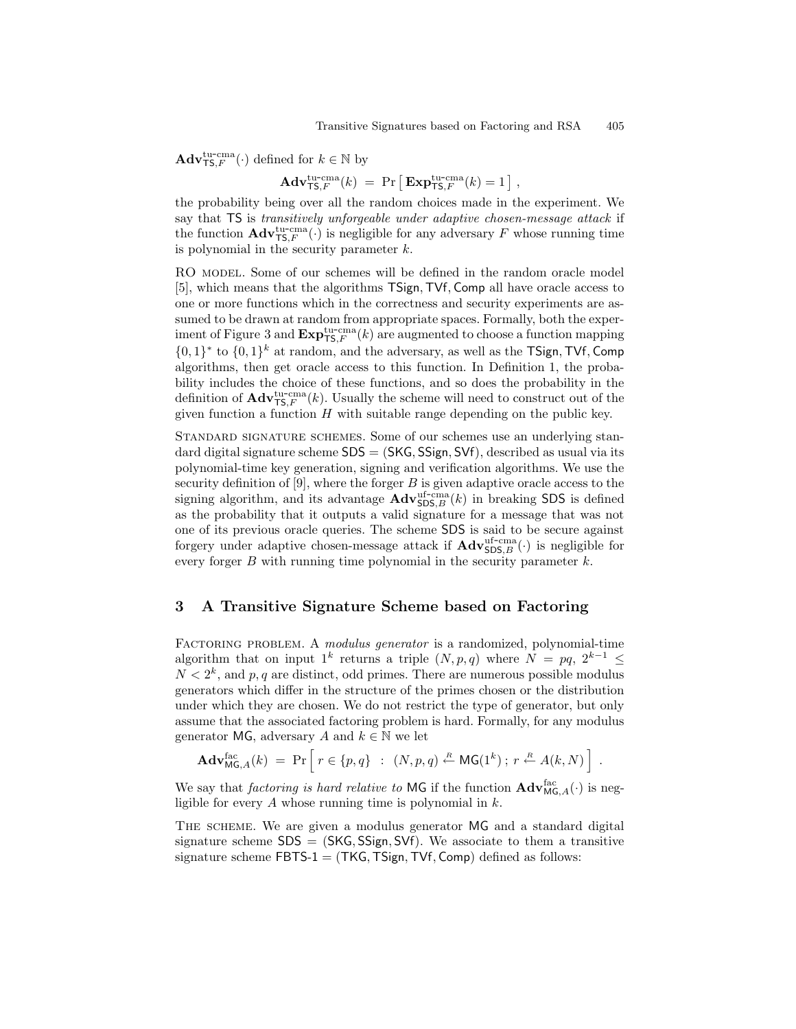$\mathbf{Adv}^{\text{tu-cma}}_{\mathsf{TS},F}(\cdot)$ defined for $k \in \mathbb{N}$ by

$$\mathbf{Adv}^{\text{tu-cma}}_{\mathsf{TS},F}(k) \;=\; \Pr\left[\, \mathbf{Exp}^{\text{tu-cma}}_{\mathsf{TS},F}(k) = 1 \,\right] ,$$

the probability being over all the random choices made in the experiment. We say that $\mathsf{TS}$ is *transitively unforgeable under adaptive chosen-message attack* if the function $\mathbf{Adv}^{\text{tu-cma}}_{\mathsf{TS},F}(\cdot)$ is negligible for any adversary $F$ whose running time is polynomial in the security parameter $k$.

RO MODEL. Some of our schemes will be defined in the random oracle model [5], which means that the algorithms $\mathsf{TSign}, \mathsf{TVf}, \mathsf{Comp}$ all have oracle access to one or more functions which in the correctness and security experiments are assumed to be drawn at random from appropriate spaces. Formally, both the experiment of Figure 3 and $\mathbf{Exp}^{\text{tu-cma}}_{\mathsf{TS},F}(k)$ are augmented to choose a function mapping $\{0,1\}^*$ to $\{0,1\}^k$ at random, and the adversary, as well as the $\mathsf{TSign}, \mathsf{TVf}, \mathsf{Comp}$ algorithms, then get oracle access to this function. In Definition 1, the probability includes the choice of these functions, and so does the probability in the definition of $\mathbf{Adv}^{\text{tu-cma}}_{\mathsf{TS},F}(k)$. Usually the scheme will need to construct out of the given function a function $H$ with suitable range depending on the public key.

STANDARD SIGNATURE SCHEMES. Some of our schemes use an underlying standard digital signature scheme $\mathsf{SDS} = (\mathsf{SKG}, \mathsf{SSign}, \mathsf{SVf})$, described as usual via its polynomial-time key generation, signing and verification algorithms. We use the security definition of [9], where the forger $B$ is given adaptive oracle access to the signing algorithm, and its advantage $\mathbf{Adv}^{\text{uf-cma}}_{\mathsf{SDS},B}(k)$ in breaking $\mathsf{SDS}$ is defined as the probability that it outputs a valid signature for a message that was not one of its previous oracle queries. The scheme $\mathsf{SDS}$ is said to be secure against forgery under adaptive chosen-message attack if $\mathbf{Adv}^{\text{uf-cma}}_{\mathsf{SDS},B}(\cdot)$ is negligible for every forger $B$ with running time polynomial in the security parameter $k$.

## 3 A Transitive Signature Scheme based on Factoring

FACTORING PROBLEM. A *modulus generator* is a randomized, polynomial-time algorithm that on input $1^k$ returns a triple $(N, p, q)$ where $N = pq$, $2^{k-1} \leq N < 2^k$, and $p, q$ are distinct, odd primes. There are numerous possible modulus generators which differ in the structure of the primes chosen or the distribution under which they are chosen. We do not restrict the type of generator, but only assume that the associated factoring problem is hard. Formally, for any modulus generator $\mathsf{MG}$, adversary $A$ and $k \in \mathbb{N}$ we let

$$\mathbf{Adv}^{\text{fac}}_{\mathsf{MG},A}(k) \;=\; \Pr\left[\, r \in \{p, q\} \;\;:\;\; (N, p, q) \xleftarrow{R} \mathsf{MG}(1^k)\,;\; r \xleftarrow{R} A(k, N) \,\right] .$$

We say that *factoring is hard relative to* $\mathsf{MG}$ if the function $\mathbf{Adv}^{\text{fac}}_{\mathsf{MG},A}(\cdot)$ is negligible for every $A$ whose running time is polynomial in $k$.

THE SCHEME. We are given a modulus generator $\mathsf{MG}$ and a standard digital signature scheme $\mathsf{SDS} = (\mathsf{SKG}, \mathsf{SSign}, \mathsf{SVf})$. We associate to them a transitive signature scheme $\mathsf{FBTS\text{-}1} = (\mathsf{TKG}, \mathsf{TSign}, \mathsf{TVf}, \mathsf{Comp})$ defined as follows: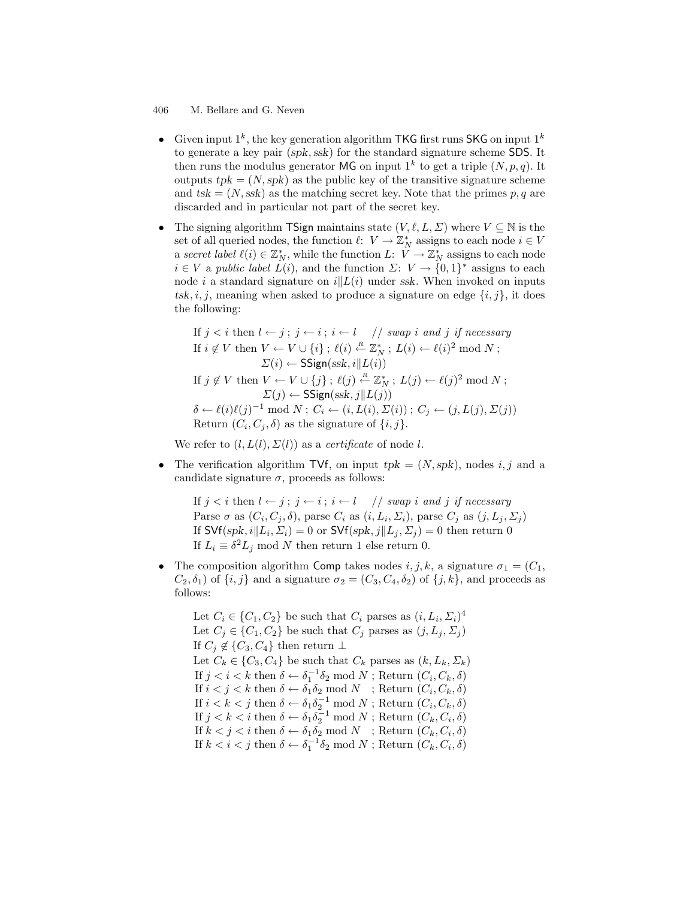- Given input $1^k$, the key generation algorithm $\mathsf{TKG}$ first runs $\mathsf{SKG}$ on input $1^k$ to generate a key pair $(spk, ssk)$ for the standard signature scheme $\mathsf{SDS}$. It then runs the modulus generator $\mathsf{MG}$ on input $1^k$ to get a triple $(N, p, q)$. It outputs $tpk = (N, spk)$ as the public key of the transitive signature scheme and $tsk = (N, ssk)$ as the matching secret key. Note that the primes $p, q$ are discarded and in particular not part of the secret key.

- The signing algorithm $\mathsf{TSign}$ maintains state $(V, \ell, L, \Sigma)$ where $V \subseteq \mathbb{N}$ is the set of all queried nodes, the function $\ell\colon V \to \mathbb{Z}_N^*$ assigns to each node $i \in V$ a *secret label* $\ell(i) \in \mathbb{Z}_N^*$, while the function $L\colon V \to \mathbb{Z}_N^*$ assigns to each node $i \in V$ a *public label* $L(i)$, and the function $\Sigma\colon V \to \{0,1\}^*$ assigns to each node $i$ a standard signature on $i \| L(i)$ under $ssk$. When invoked on inputs $tsk, i, j$, meaning when asked to produce a signature on edge $\{i, j\}$, it does the following:

  If $j < i$ then $l \leftarrow j$ ; $j \leftarrow i$ ; $i \leftarrow l$ &nbsp;&nbsp;&nbsp; // *swap i and j if necessary*
  If $i \notin V$ then $V \leftarrow V \cup \{i\}$ ; $\ell(i) \stackrel{R}{\leftarrow} \mathbb{Z}_N^*$ ; $L(i) \leftarrow \ell(i)^2 \bmod N$ ;
  &nbsp;&nbsp;&nbsp;&nbsp;&nbsp;&nbsp;&nbsp;&nbsp;$\Sigma(i) \leftarrow \mathsf{SSign}(ssk, i \| L(i))$
  If $j \notin V$ then $V \leftarrow V \cup \{j\}$ ; $\ell(j) \stackrel{R}{\leftarrow} \mathbb{Z}_N^*$ ; $L(j) \leftarrow \ell(j)^2 \bmod N$ ;
  &nbsp;&nbsp;&nbsp;&nbsp;&nbsp;&nbsp;&nbsp;&nbsp;$\Sigma(j) \leftarrow \mathsf{SSign}(ssk, j \| L(j))$
  $\delta \leftarrow \ell(i)\ell(j)^{-1} \bmod N$ ; $C_i \leftarrow (i, L(i), \Sigma(i))$ ; $C_j \leftarrow (j, L(j), \Sigma(j))$
  Return $(C_i, C_j, \delta)$ as the signature of $\{i, j\}$.

  We refer to $(l, L(l), \Sigma(l))$ as a *certificate* of node $l$.

- The verification algorithm $\mathsf{TVf}$, on input $tpk = (N, spk)$, nodes $i, j$ and a candidate signature $\sigma$, proceeds as follows:

  If $j < i$ then $l \leftarrow j$ ; $j \leftarrow i$ ; $i \leftarrow l$ &nbsp;&nbsp;&nbsp; // *swap i and j if necessary*
  Parse $\sigma$ as $(C_i, C_j, \delta)$, parse $C_i$ as $(i, L_i, \Sigma_i)$, parse $C_j$ as $(j, L_j, \Sigma_j)$
  If $\mathsf{SVf}(spk, i \| L_i, \Sigma_i) = 0$ or $\mathsf{SVf}(spk, j \| L_j, \Sigma_j) = 0$ then return 0
  If $L_i \equiv \delta^2 L_j \bmod N$ then return 1 else return 0.

- The composition algorithm $\mathsf{Comp}$ takes nodes $i, j, k$, a signature $\sigma_1 = (C_1, C_2, \delta_1)$ of $\{i, j\}$ and a signature $\sigma_2 = (C_3, C_4, \delta_2)$ of $\{j, k\}$, and proceeds as follows:

  Let $C_i \in \{C_1, C_2\}$ be such that $C_i$ parses as $(i, L_i, \Sigma_i)$[4]
  Let $C_j \in \{C_1, C_2\}$ be such that $C_j$ parses as $(j, L_j, \Sigma_j)$
  If $C_j \notin \{C_3, C_4\}$ then return $\perp$
  Let $C_k \in \{C_3, C_4\}$ be such that $C_k$ parses as $(k, L_k, \Sigma_k)$
  If $j < i < k$ then $\delta \leftarrow \delta_1^{-1}\delta_2 \bmod N$ ; Return $(C_i, C_k, \delta)$
  If $i < j < k$ then $\delta \leftarrow \delta_1\delta_2 \bmod N$ &nbsp; ; Return $(C_i, C_k, \delta)$
  If $i < k < j$ then $\delta \leftarrow \delta_1\delta_2^{-1} \bmod N$ ; Return $(C_i, C_k, \delta)$
  If $j < k < i$ then $\delta \leftarrow \delta_1\delta_2^{-1} \bmod N$ ; Return $(C_k, C_i, \delta)$
  If $k < j < i$ then $\delta \leftarrow \delta_1\delta_2 \bmod N$ &nbsp; ; Return $(C_k, C_i, \delta)$
  If $k < i < j$ then $\delta \leftarrow \delta_1^{-1}\delta_2 \bmod N$ ; Return $(C_k, C_i, \delta)$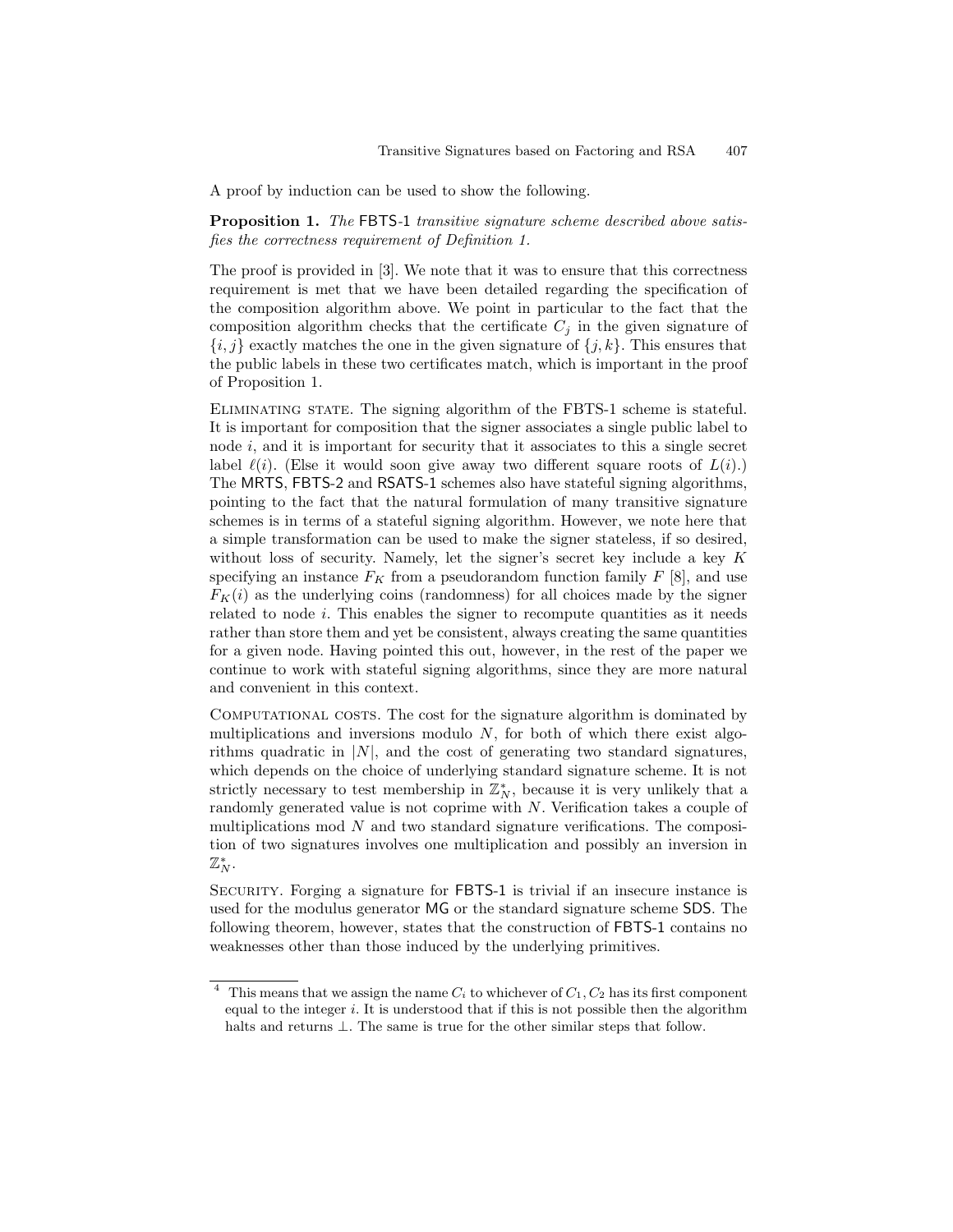A proof by induction can be used to show the following.

**Proposition 1.** *The* FBTS-1 *transitive signature scheme described above satisfies the correctness requirement of Definition 1.*

The proof is provided in [3]. We note that it was to ensure that this correctness requirement is met that we have been detailed regarding the specification of the composition algorithm above. We point in particular to the fact that the composition algorithm checks that the certificate $C_j$ in the given signature of $\{i, j\}$ exactly matches the one in the given signature of $\{j, k\}$. This ensures that the public labels in these two certificates match, which is important in the proof of Proposition 1.

Eliminating state. The signing algorithm of the FBTS-1 scheme is stateful. It is important for composition that the signer associates a single public label to node $i$, and it is important for security that it associates to this a single secret label $\ell(i)$. (Else it would soon give away two different square roots of $L(i)$.) The MRTS, FBTS-2 and RSATS-1 schemes also have stateful signing algorithms, pointing to the fact that the natural formulation of many transitive signature schemes is in terms of a stateful signing algorithm. However, we note here that a simple transformation can be used to make the signer stateless, if so desired, without loss of security. Namely, let the signer's secret key include a key $K$ specifying an instance $F_K$ from a pseudorandom function family $F$ [8], and use $F_K(i)$ as the underlying coins (randomness) for all choices made by the signer related to node $i$. This enables the signer to recompute quantities as it needs rather than store them and yet be consistent, always creating the same quantities for a given node. Having pointed this out, however, in the rest of the paper we continue to work with stateful signing algorithms, since they are more natural and convenient in this context.

Computational costs. The cost for the signature algorithm is dominated by multiplications and inversions modulo $N$, for both of which there exist algorithms quadratic in $|N|$, and the cost of generating two standard signatures, which depends on the choice of underlying standard signature scheme. It is not strictly necessary to test membership in $\mathbb{Z}_N^*$, because it is very unlikely that a randomly generated value is not coprime with $N$. Verification takes a couple of multiplications mod $N$ and two standard signature verifications. The composition of two signatures involves one multiplication and possibly an inversion in $\mathbb{Z}_N^*$.

Security. Forging a signature for FBTS-1 is trivial if an insecure instance is used for the modulus generator MG or the standard signature scheme SDS. The following theorem, however, states that the construction of FBTS-1 contains no weaknesses other than those induced by the underlying primitives.

[4] This means that we assign the name $C_i$ to whichever of $C_1, C_2$ has its first component equal to the integer $i$. It is understood that if this is not possible then the algorithm halts and returns $\perp$. The same is true for the other similar steps that follow.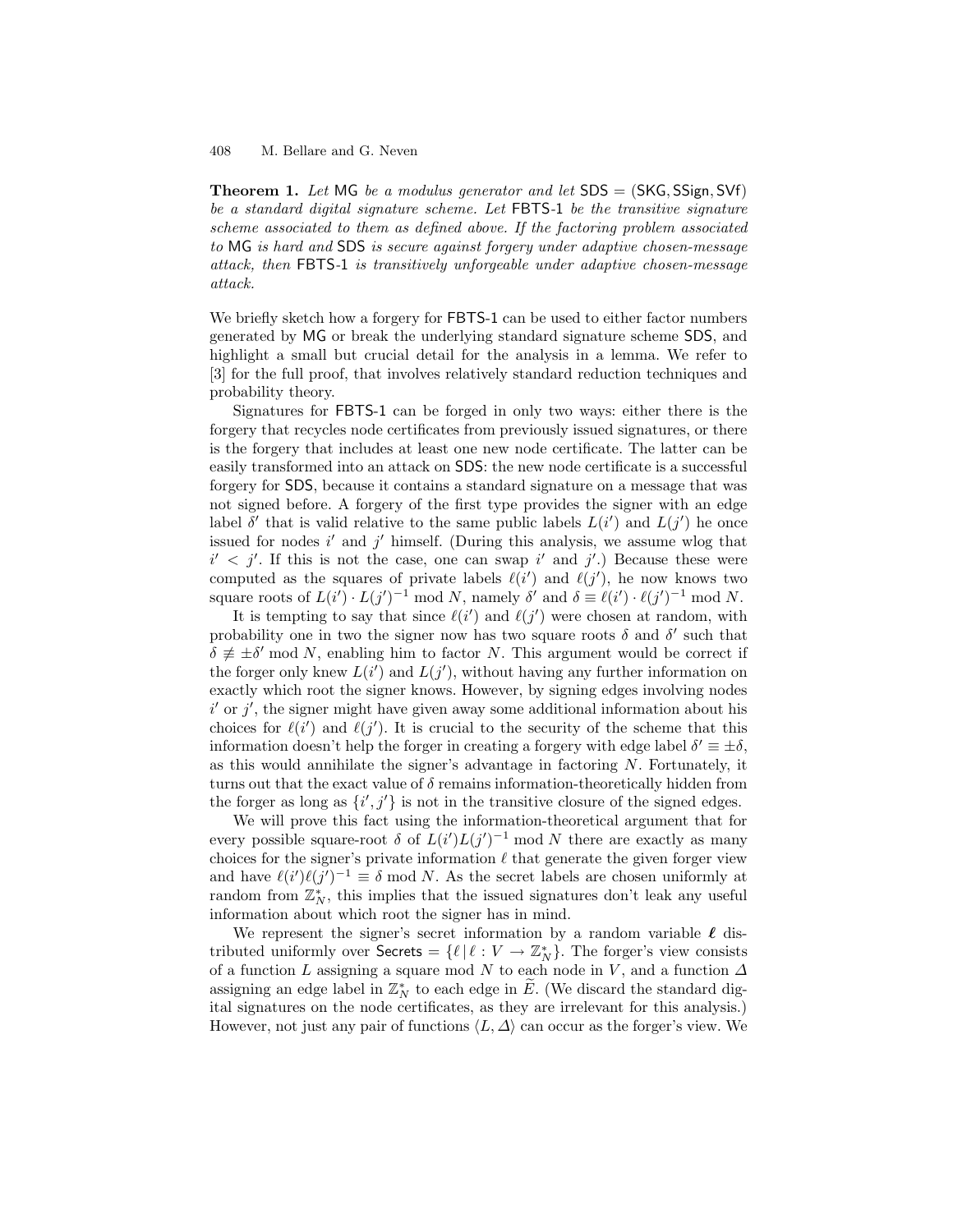**Theorem 1.** *Let* MG *be a modulus generator and let* SDS = (SKG, SSign, SVf) *be a standard digital signature scheme. Let* FBTS-1 *be the transitive signature scheme associated to them as defined above. If the factoring problem associated to* MG *is hard and* SDS *is secure against forgery under adaptive chosen-message attack, then* FBTS-1 *is transitively unforgeable under adaptive chosen-message attack.*

We briefly sketch how a forgery for FBTS-1 can be used to either factor numbers generated by MG or break the underlying standard signature scheme SDS, and highlight a small but crucial detail for the analysis in a lemma. We refer to [3] for the full proof, that involves relatively standard reduction techniques and probability theory.

Signatures for FBTS-1 can be forged in only two ways: either there is the forgery that recycles node certificates from previously issued signatures, or there is the forgery that includes at least one new node certificate. The latter can be easily transformed into an attack on SDS: the new node certificate is a successful forgery for SDS, because it contains a standard signature on a message that was not signed before. A forgery of the first type provides the signer with an edge label $\delta'$ that is valid relative to the same public labels $L(i')$ and $L(j')$ he once issued for nodes $i'$ and $j'$ himself. (During this analysis, we assume wlog that $i' < j'$. If this is not the case, one can swap $i'$ and $j'$.) Because these were computed as the squares of private labels $\ell(i')$ and $\ell(j')$, he now knows two square roots of $L(i') \cdot L(j')^{-1} \bmod N$, namely $\delta'$ and $\delta \equiv \ell(i') \cdot \ell(j')^{-1} \bmod N$.

It is tempting to say that since $\ell(i')$ and $\ell(j')$ were chosen at random, with probability one in two the signer now has two square roots $\delta$ and $\delta'$ such that $\delta \not\equiv \pm\delta' \bmod N$, enabling him to factor $N$. This argument would be correct if the forger only knew $L(i')$ and $L(j')$, without having any further information on exactly which root the signer knows. However, by signing edges involving nodes $i'$ or $j'$, the signer might have given away some additional information about his choices for $\ell(i')$ and $\ell(j')$. It is crucial to the security of the scheme that this information doesn't help the forger in creating a forgery with edge label $\delta' \equiv \pm\delta$, as this would annihilate the signer's advantage in factoring $N$. Fortunately, it turns out that the exact value of $\delta$ remains information-theoretically hidden from the forger as long as $\{i', j'\}$ is not in the transitive closure of the signed edges.

We will prove this fact using the information-theoretical argument that for every possible square-root $\delta$ of $L(i')L(j')^{-1} \bmod N$ there are exactly as many choices for the signer's private information $\ell$ that generate the given forger view and have $\ell(i')\ell(j')^{-1} \equiv \delta \bmod N$. As the secret labels are chosen uniformly at random from $\mathbb{Z}_N^*$, this implies that the issued signatures don't leak any useful information about which root the signer has in mind.

We represent the signer's secret information by a random variable $\boldsymbol{\ell}$ distributed uniformly over $\mathsf{Secrets} = \{\ell \,|\, \ell : V \to \mathbb{Z}_N^*\}$. The forger's view consists of a function $L$ assigning a square mod $N$ to each node in $V$, and a function $\Delta$ assigning an edge label in $\mathbb{Z}_N^*$ to each edge in $\widetilde{E}$. (We discard the standard digital signatures on the node certificates, as they are irrelevant for this analysis.) However, not just any pair of functions $\langle L, \Delta \rangle$ can occur as the forger's view. We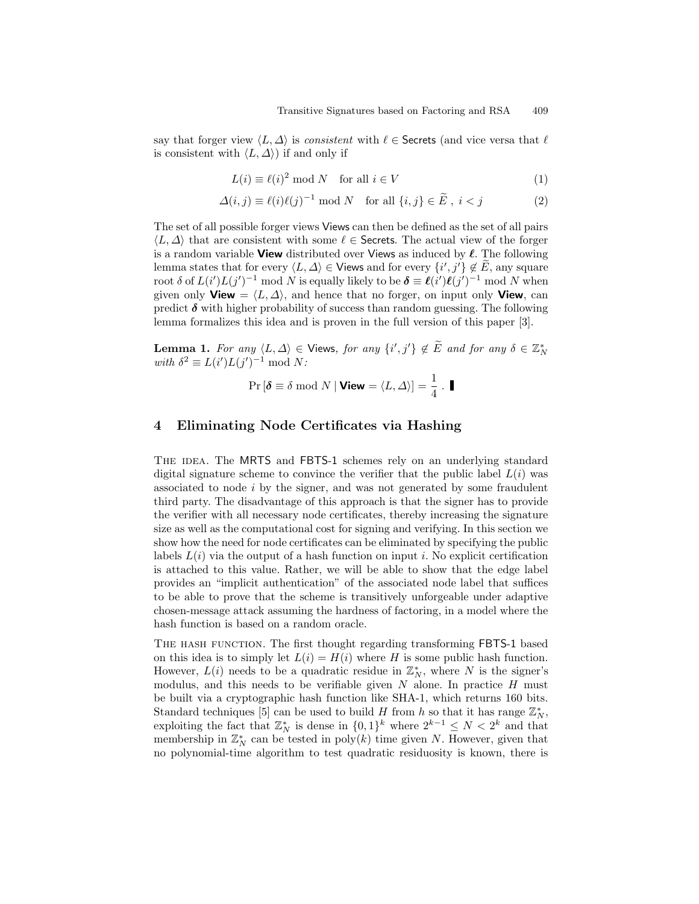say that forger view $\langle L, \Delta \rangle$ is *consistent* with $\ell \in \mathsf{Secrets}$ (and vice versa that $\ell$ is consistent with $\langle L, \Delta \rangle$) if and only if

$$L(i) \equiv \ell(i)^2 \bmod N \quad \text{for all } i \in V \tag{1}$$

$$\Delta(i,j) \equiv \ell(i)\ell(j)^{-1} \bmod N \quad \text{for all } \{i,j\} \in \widetilde{E}\ ,\ i < j \tag{2}$$

The set of all possible forger views $\mathsf{Views}$ can then be defined as the set of all pairs $\langle L, \Delta \rangle$ that are consistent with some $\ell \in \mathsf{Secrets}$. The actual view of the forger is a random variable $\mathbf{View}$ distributed over $\mathsf{Views}$ as induced by $\boldsymbol{\ell}$. The following lemma states that for every $\langle L, \Delta \rangle \in \mathsf{Views}$ and for every $\{i', j'\} \notin \widetilde{E}$, any square root $\delta$ of $L(i')L(j')^{-1} \bmod N$ is equally likely to be $\boldsymbol{\delta} \equiv \boldsymbol{\ell}(i')\boldsymbol{\ell}(j')^{-1} \bmod N$ when given only $\mathbf{View} = \langle L, \Delta \rangle$, and hence that no forger, on input only $\mathbf{View}$, can predict $\boldsymbol{\delta}$ with higher probability of success than random guessing. The following lemma formalizes this idea and is proven in the full version of this paper [3].

**Lemma 1.** *For any $\langle L, \Delta \rangle \in \mathsf{Views}$, for any $\{i', j'\} \notin \widetilde{E}$ and for any $\delta \in \mathbb{Z}_N^*$ with $\delta^2 \equiv L(i')L(j')^{-1} \bmod N$:*

$$\Pr\left[\boldsymbol{\delta} \equiv \delta \bmod N \mid \mathbf{View} = \langle L, \Delta \rangle\right] = \frac{1}{4}\ . \ \blacksquare$$

## 4 Eliminating Node Certificates via Hashing

The idea. The MRTS and FBTS-1 schemes rely on an underlying standard digital signature scheme to convince the verifier that the public label $L(i)$ was associated to node $i$ by the signer, and was not generated by some fraudulent third party. The disadvantage of this approach is that the signer has to provide the verifier with all necessary node certificates, thereby increasing the signature size as well as the computational cost for signing and verifying. In this section we show how the need for node certificates can be eliminated by specifying the public labels $L(i)$ via the output of a hash function on input $i$. No explicit certification is attached to this value. Rather, we will be able to show that the edge label provides an "implicit authentication" of the associated node label that suffices to be able to prove that the scheme is transitively unforgeable under adaptive chosen-message attack assuming the hardness of factoring, in a model where the hash function is based on a random oracle.

The hash function. The first thought regarding transforming FBTS-1 based on this idea is to simply let $L(i) = H(i)$ where $H$ is some public hash function. However, $L(i)$ needs to be a quadratic residue in $\mathbb{Z}_N^*$, where $N$ is the signer's modulus, and this needs to be verifiable given $N$ alone. In practice $H$ must be built via a cryptographic hash function like SHA-1, which returns 160 bits. Standard techniques [5] can be used to build $H$ from $h$ so that it has range $\mathbb{Z}_N^*$, exploiting the fact that $\mathbb{Z}_N^*$ is dense in $\{0,1\}^k$ where $2^{k-1} \leq N < 2^k$ and that membership in $\mathbb{Z}_N^*$ can be tested in $\text{poly}(k)$ time given $N$. However, given that no polynomial-time algorithm to test quadratic residuosity is known, there is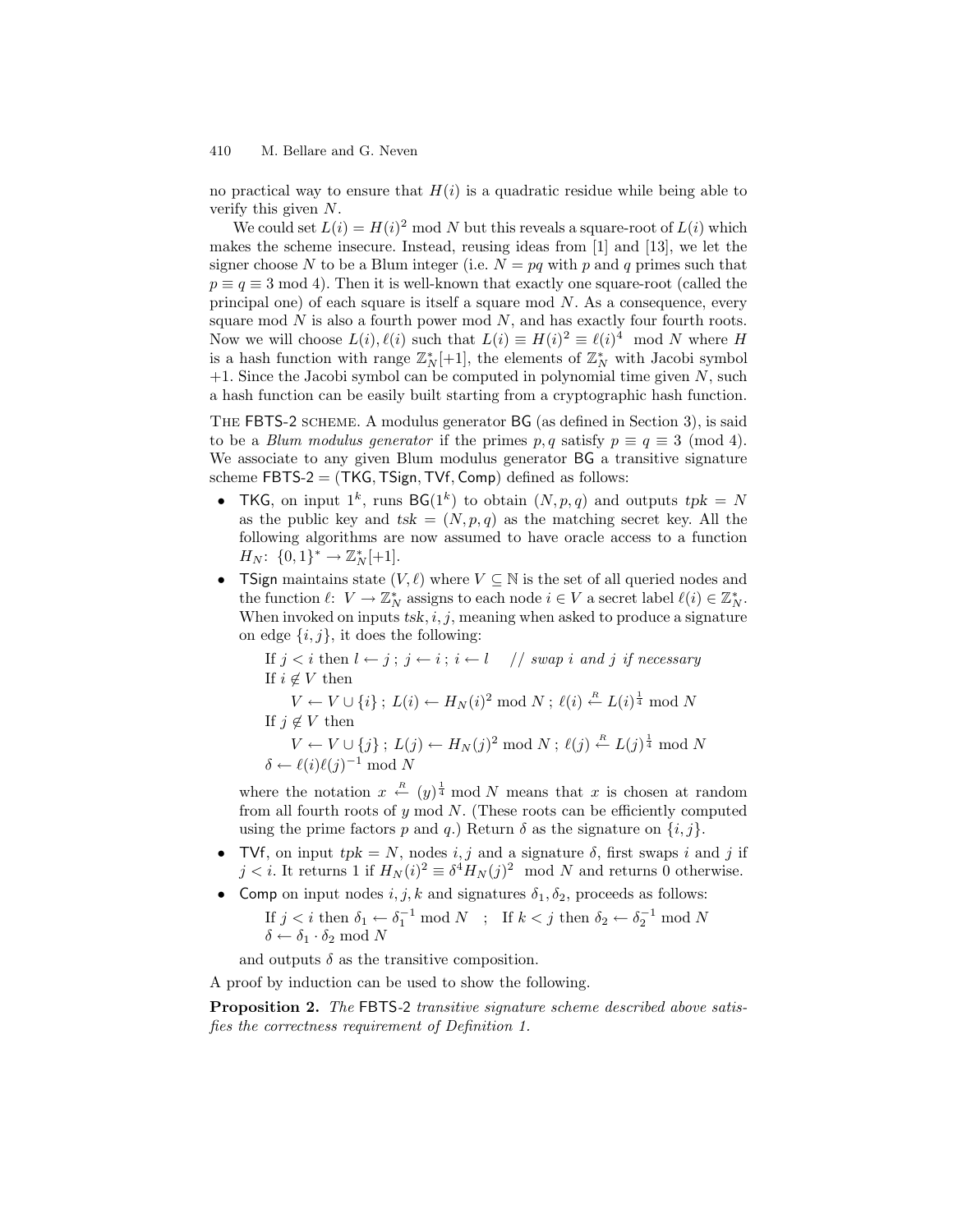no practical way to ensure that $H(i)$ is a quadratic residue while being able to verify this given $N$.

We could set $L(i) = H(i)^2 \bmod N$ but this reveals a square-root of $L(i)$ which makes the scheme insecure. Instead, reusing ideas from [1] and [13], we let the signer choose $N$ to be a Blum integer (i.e. $N = pq$ with $p$ and $q$ primes such that $p \equiv q \equiv 3 \bmod 4$). Then it is well-known that exactly one square-root (called the principal one) of each square is itself a square mod $N$. As a consequence, every square mod $N$ is also a fourth power mod $N$, and has exactly four fourth roots. Now we will choose $L(i), \ell(i)$ such that $L(i) \equiv H(i)^2 \equiv \ell(i)^4 \mod N$ where $H$ is a hash function with range $\mathbb{Z}_N^*[+1]$, the elements of $\mathbb{Z}_N^*$ with Jacobi symbol $+1$. Since the Jacobi symbol can be computed in polynomial time given $N$, such a hash function can be easily built starting from a cryptographic hash function.

THE FBTS-2 SCHEME. A modulus generator BG (as defined in Section 3), is said to be a *Blum modulus generator* if the primes $p, q$ satisfy $p \equiv q \equiv 3 \pmod 4$. We associate to any given Blum modulus generator BG a transitive signature scheme FBTS-2 = (TKG, TSign, TVf, Comp) defined as follows:

- TKG, on input $1^k$, runs $\mathsf{BG}(1^k)$ to obtain $(N, p, q)$ and outputs $tpk = N$ as the public key and $tsk = (N, p, q)$ as the matching secret key. All the following algorithms are now assumed to have oracle access to a function $H_N\colon \{0,1\}^* \to \mathbb{Z}_N^*[+1]$.
- TSign maintains state $(V, \ell)$ where $V \subseteq \mathbb{N}$ is the set of all queried nodes and the function $\ell\colon V \to \mathbb{Z}_N^*$ assigns to each node $i \in V$ a secret label $\ell(i) \in \mathbb{Z}_N^*$. When invoked on inputs $tsk, i, j$, meaning when asked to produce a signature on edge $\{i, j\}$, it does the following:

  If $j < i$ then $l \leftarrow j$ ; $j \leftarrow i$ ; $i \leftarrow l$ &nbsp;&nbsp; // *swap i and j if necessary*
  If $i \notin V$ then
  &nbsp;&nbsp;&nbsp;&nbsp;$V \leftarrow V \cup \{i\}$ ; $L(i) \leftarrow H_N(i)^2 \bmod N$ ; $\ell(i) \xleftarrow{R} L(i)^{\frac{1}{4}} \bmod N$
  If $j \notin V$ then
  &nbsp;&nbsp;&nbsp;&nbsp;$V \leftarrow V \cup \{j\}$ ; $L(j) \leftarrow H_N(j)^2 \bmod N$ ; $\ell(j) \xleftarrow{R} L(j)^{\frac{1}{4}} \bmod N$
  $\delta \leftarrow \ell(i)\ell(j)^{-1} \bmod N$

  where the notation $x \xleftarrow{R} (y)^{\frac{1}{4}} \bmod N$ means that $x$ is chosen at random from all fourth roots of $y \bmod N$. (These roots can be efficiently computed using the prime factors $p$ and $q$.) Return $\delta$ as the signature on $\{i, j\}$.
- TVf, on input $tpk = N$, nodes $i, j$ and a signature $\delta$, first swaps $i$ and $j$ if $j < i$. It returns 1 if $H_N(i)^2 \equiv \delta^4 H_N(j)^2 \mod N$ and returns 0 otherwise.
- Comp on input nodes $i, j, k$ and signatures $\delta_1, \delta_2$, proceeds as follows:

  If $j < i$ then $\delta_1 \leftarrow \delta_1^{-1} \bmod N$ ; If $k < j$ then $\delta_2 \leftarrow \delta_2^{-1} \bmod N$
  $\delta \leftarrow \delta_1 \cdot \delta_2 \bmod N$

  and outputs $\delta$ as the transitive composition.

A proof by induction can be used to show the following.

**Proposition 2.** *The* FBTS-2 *transitive signature scheme described above satisfies the correctness requirement of Definition 1.*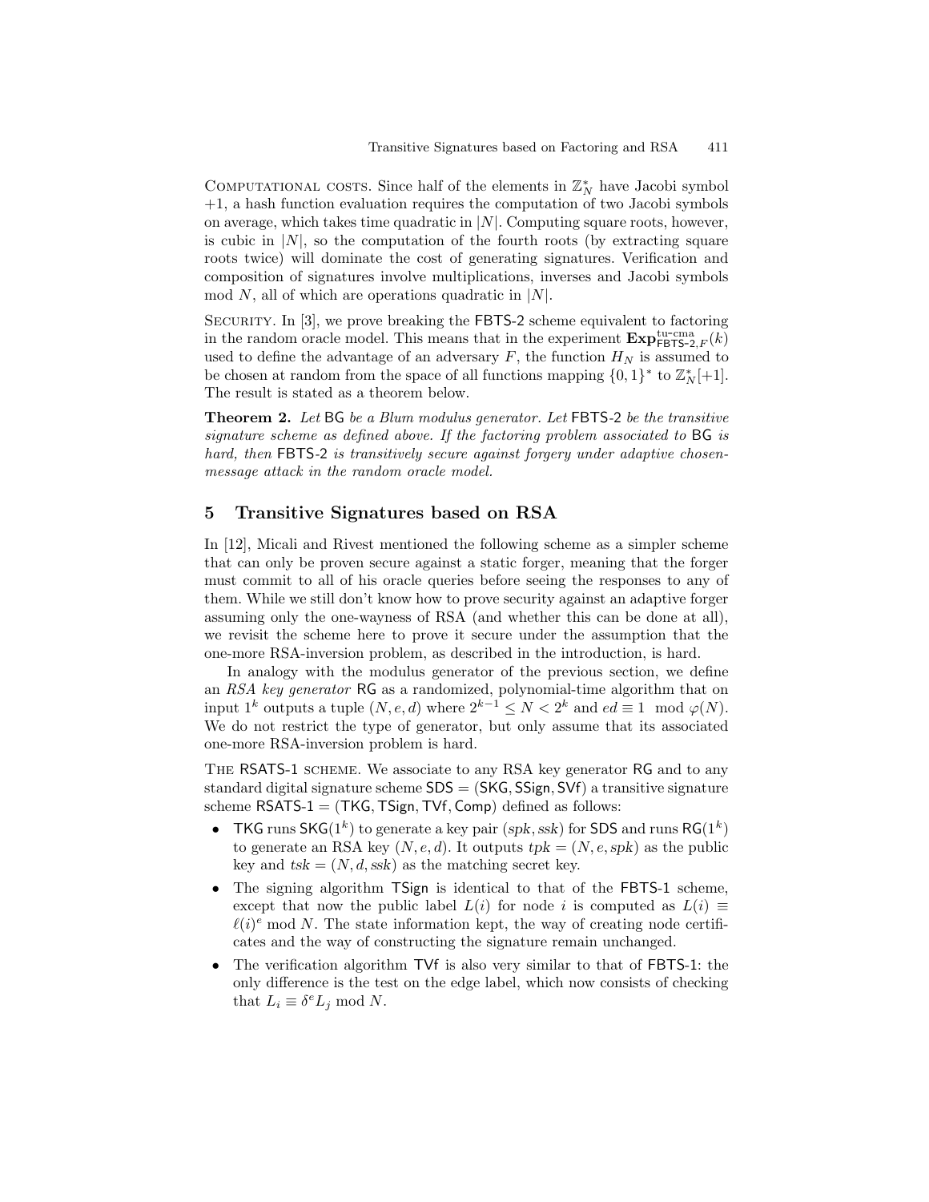Computational costs. Since half of the elements in $\mathbb{Z}_N^*$ have Jacobi symbol $+1$, a hash function evaluation requires the computation of two Jacobi symbols on average, which takes time quadratic in $|N|$. Computing square roots, however, is cubic in $|N|$, so the computation of the fourth roots (by extracting square roots twice) will dominate the cost of generating signatures. Verification and composition of signatures involve multiplications, inverses and Jacobi symbols mod $N$, all of which are operations quadratic in $|N|$.

Security. In [3], we prove breaking the FBTS-2 scheme equivalent to factoring in the random oracle model. This means that in the experiment $\mathbf{Exp}^{\text{tu-cma}}_{\mathsf{FBTS\text{-}2},F}(k)$ used to define the advantage of an adversary $F$, the function $H_N$ is assumed to be chosen at random from the space of all functions mapping $\{0,1\}^*$ to $\mathbb{Z}_N^*[+1]$. The result is stated as a theorem below.

**Theorem 2.** *Let* BG *be a Blum modulus generator. Let* FBTS-2 *be the transitive signature scheme as defined above. If the factoring problem associated to* BG *is hard, then* FBTS-2 *is transitively secure against forgery under adaptive chosen-message attack in the random oracle model.*

## 5 Transitive Signatures based on RSA

In [12], Micali and Rivest mentioned the following scheme as a simpler scheme that can only be proven secure against a static forger, meaning that the forger must commit to all of his oracle queries before seeing the responses to any of them. While we still don't know how to prove security against an adaptive forger assuming only the one-wayness of RSA (and whether this can be done at all), we revisit the scheme here to prove it secure under the assumption that the one-more RSA-inversion problem, as described in the introduction, is hard.

In analogy with the modulus generator of the previous section, we define an *RSA key generator* RG as a randomized, polynomial-time algorithm that on input $1^k$ outputs a tuple $(N, e, d)$ where $2^{k-1} \leq N < 2^k$ and $ed \equiv 1 \mod \varphi(N)$. We do not restrict the type of generator, but only assume that its associated one-more RSA-inversion problem is hard.

The RSATS-1 scheme. We associate to any RSA key generator RG and to any standard digital signature scheme SDS = (SKG, SSign, SVf) a transitive signature scheme RSATS-1 = (TKG, TSign, TVf, Comp) defined as follows:

- TKG runs $\mathsf{SKG}(1^k)$ to generate a key pair $(spk, ssk)$ for SDS and runs $\mathsf{RG}(1^k)$ to generate an RSA key $(N, e, d)$. It outputs $tpk = (N, e, spk)$ as the public key and $tsk = (N, d, ssk)$ as the matching secret key.
- The signing algorithm TSign is identical to that of the FBTS-1 scheme, except that now the public label $L(i)$ for node $i$ is computed as $L(i) \equiv \ell(i)^e \bmod N$. The state information kept, the way of creating node certificates and the way of constructing the signature remain unchanged.
- The verification algorithm TVf is also very similar to that of FBTS-1: the only difference is the test on the edge label, which now consists of checking that $L_i \equiv \delta^e L_j \bmod N$.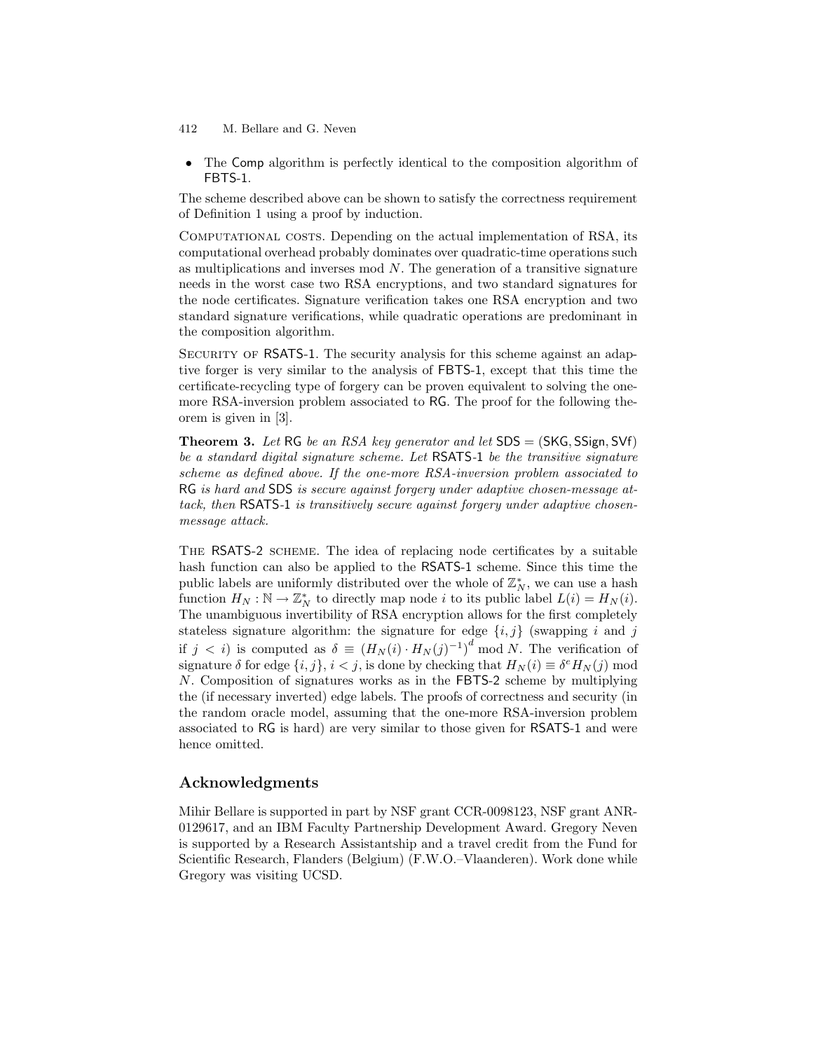- The Comp algorithm is perfectly identical to the composition algorithm of FBTS-1.

The scheme described above can be shown to satisfy the correctness requirement of Definition 1 using a proof by induction.

Computational costs. Depending on the actual implementation of RSA, its computational overhead probably dominates over quadratic-time operations such as multiplications and inverses mod $N$. The generation of a transitive signature needs in the worst case two RSA encryptions, and two standard signatures for the node certificates. Signature verification takes one RSA encryption and two standard signature verifications, while quadratic operations are predominant in the composition algorithm.

Security of RSATS-1. The security analysis for this scheme against an adaptive forger is very similar to the analysis of FBTS-1, except that this time the certificate-recycling type of forgery can be proven equivalent to solving the one-more RSA-inversion problem associated to RG. The proof for the following theorem is given in [3].

**Theorem 3.** *Let* RG *be an RSA key generator and let* SDS = (SKG, SSign, SVf) *be a standard digital signature scheme. Let* RSATS-1 *be the transitive signature scheme as defined above. If the one-more RSA-inversion problem associated to* RG *is hard and* SDS *is secure against forgery under adaptive chosen-message attack, then* RSATS-1 *is transitively secure against forgery under adaptive chosen-message attack.*

The RSATS-2 scheme. The idea of replacing node certificates by a suitable hash function can also be applied to the RSATS-1 scheme. Since this time the public labels are uniformly distributed over the whole of $\mathbb{Z}_N^*$, we can use a hash function $H_N : \mathbb{N} \rightarrow \mathbb{Z}_N^*$ to directly map node $i$ to its public label $L(i) = H_N(i)$. The unambiguous invertibility of RSA encryption allows for the first completely stateless signature algorithm: the signature for edge $\{i, j\}$ (swapping $i$ and $j$ if $j < i$) is computed as $\delta \equiv \left(H_N(i) \cdot H_N(j)^{-1}\right)^d \bmod N$. The verification of signature $\delta$ for edge $\{i, j\}$, $i < j$, is done by checking that $H_N(i) \equiv \delta^e H_N(j) \bmod N$. Composition of signatures works as in the FBTS-2 scheme by multiplying the (if necessary inverted) edge labels. The proofs of correctness and security (in the random oracle model, assuming that the one-more RSA-inversion problem associated to RG is hard) are very similar to those given for RSATS-1 and were hence omitted.

## Acknowledgments

Mihir Bellare is supported in part by NSF grant CCR-0098123, NSF grant ANR-0129617, and an IBM Faculty Partnership Development Award. Gregory Neven is supported by a Research Assistantship and a travel credit from the Fund for Scientific Research, Flanders (Belgium) (F.W.O.–Vlaanderen). Work done while Gregory was visiting UCSD.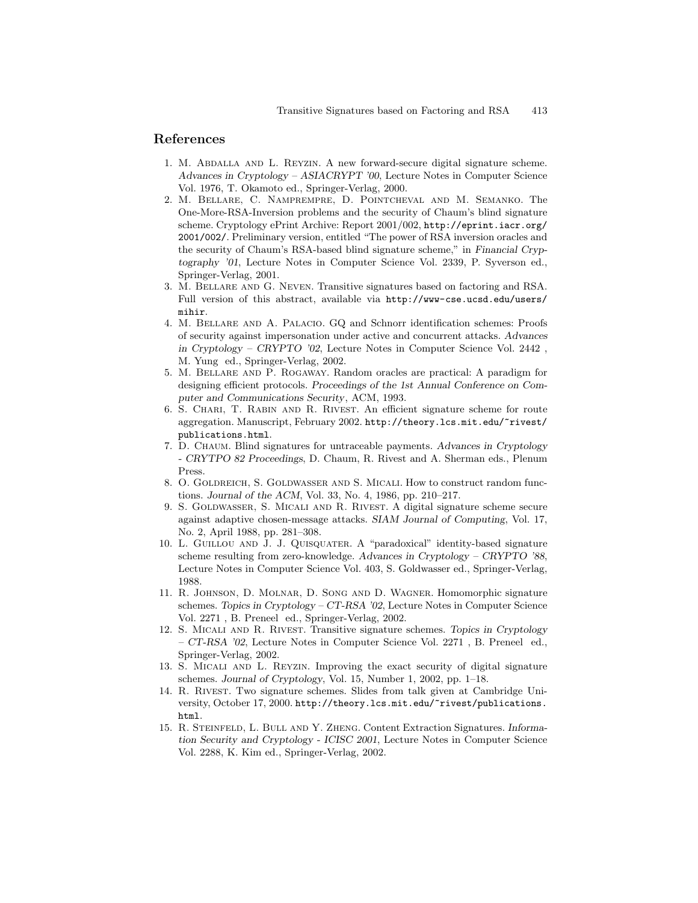## References

1. M. Abdalla and L. Reyzin. A new forward-secure digital signature scheme. *Advances in Cryptology – ASIACRYPT '00*, Lecture Notes in Computer Science Vol. 1976, T. Okamoto ed., Springer-Verlag, 2000.
2. M. Bellare, C. Namprempre, D. Pointcheval and M. Semanko. The One-More-RSA-Inversion problems and the security of Chaum's blind signature scheme. Cryptology ePrint Archive: Report 2001/002, http://eprint.iacr.org/2001/002/. Preliminary version, entitled "The power of RSA inversion oracles and the security of Chaum's RSA-based blind signature scheme," in *Financial Cryptography '01*, Lecture Notes in Computer Science Vol. 2339, P. Syverson ed., Springer-Verlag, 2001.
3. M. Bellare and G. Neven. Transitive signatures based on factoring and RSA. Full version of this abstract, available via http://www-cse.ucsd.edu/users/mihir.
4. M. Bellare and A. Palacio. GQ and Schnorr identification schemes: Proofs of security against impersonation under active and concurrent attacks. *Advances in Cryptology – CRYPTO '02*, Lecture Notes in Computer Science Vol. 2442 , M. Yung ed., Springer-Verlag, 2002.
5. M. Bellare and P. Rogaway. Random oracles are practical: A paradigm for designing efficient protocols. *Proceedings of the 1st Annual Conference on Computer and Communications Security*, ACM, 1993.
6. S. Chari, T. Rabin and R. Rivest. An efficient signature scheme for route aggregation. Manuscript, February 2002. http://theory.lcs.mit.edu/~rivest/publications.html.
7. D. Chaum. Blind signatures for untraceable payments. *Advances in Cryptology - CRYTPO 82 Proceedings*, D. Chaum, R. Rivest and A. Sherman eds., Plenum Press.
8. O. Goldreich, S. Goldwasser and S. Micali. How to construct random functions. *Journal of the ACM*, Vol. 33, No. 4, 1986, pp. 210–217.
9. S. Goldwasser, S. Micali and R. Rivest. A digital signature scheme secure against adaptive chosen-message attacks. *SIAM Journal of Computing*, Vol. 17, No. 2, April 1988, pp. 281–308.
10. L. Guillou and J. J. Quisquater. A "paradoxical" identity-based signature scheme resulting from zero-knowledge. *Advances in Cryptology – CRYPTO '88*, Lecture Notes in Computer Science Vol. 403, S. Goldwasser ed., Springer-Verlag, 1988.
11. R. Johnson, D. Molnar, D. Song and D. Wagner. Homomorphic signature schemes. *Topics in Cryptology – CT-RSA '02*, Lecture Notes in Computer Science Vol. 2271 , B. Preneel ed., Springer-Verlag, 2002.
12. S. Micali and R. Rivest. Transitive signature schemes. *Topics in Cryptology – CT-RSA '02*, Lecture Notes in Computer Science Vol. 2271 , B. Preneel ed., Springer-Verlag, 2002.
13. S. Micali and L. Reyzin. Improving the exact security of digital signature schemes. *Journal of Cryptology*, Vol. 15, Number 1, 2002, pp. 1–18.
14. R. Rivest. Two signature schemes. Slides from talk given at Cambridge University, October 17, 2000. http://theory.lcs.mit.edu/~rivest/publications.html.
15. R. Steinfeld, L. Bull and Y. Zheng. Content Extraction Signatures. *Information Security and Cryptology - ICISC 2001*, Lecture Notes in Computer Science Vol. 2288, K. Kim ed., Springer-Verlag, 2002.